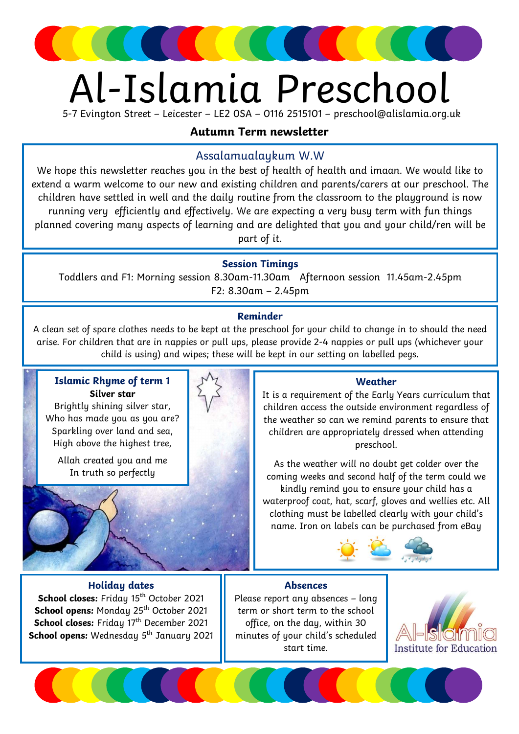# Al-Islamia Preschool

5-7 Evington Street – Leicester – LE2 0SA – 0116 2515101 – preschool@alislamia.org.uk

## Autumn Term newsletter

### Assalamualaykum W.W

We hope this newsletter reaches you in the best of health of health and imaan. We would like to extend a warm welcome to our new and existing children and parents/carers at our preschool. The children have settled in well and the daily routine from the classroom to the playground is now running very efficiently and effectively. We are expecting a very busy term with fun things planned covering many aspects of learning and are delighted that you and your child/ren will be part of it.

### Session Timings

Toddlers and F1: Morning session 8.30am-11.30am Afternoon session 11.45am-2.45pm

F2: 8.30am – 2.45pm

### Reminder

A clean set of spare clothes needs to be kept at the preschool for your child to change in to should the need arise. For children that are in nappies or pull ups, please provide 2-4 nappies or pull ups (whichever your child is using) and wipes; these will be kept in our setting on labelled pegs.

### Islamic Rhyme of term 1

**Silver star**

Brightly shining silver star,
Who has made you as you are?
Sparkling over land and sea,
High above the highest tree,

Allah created you and me
In truth so perfectly

### Weather

It is a requirement of the Early Years curriculum that children access the outside environment regardless of the weather so can we remind parents to ensure that children are appropriately dressed when attending preschool.

As the weather will no doubt get colder over the coming weeks and second half of the term could we kindly remind you to ensure your child has a waterproof coat, hat, scarf, gloves and wellies etc. All clothing must be labelled clearly with your child's name. Iron on labels can be purchased from eBay

### Holiday dates

**School closes:** Friday 15th October 2021
**School opens:** Monday 25th October 2021
**School closes:** Friday 17th December 2021
**School opens:** Wednesday 5th January 2021

### Absences

Please report any absences – long term or short term to the school office, on the day, within 30 minutes of your child's scheduled start time.

Al-Islamia Institute for Education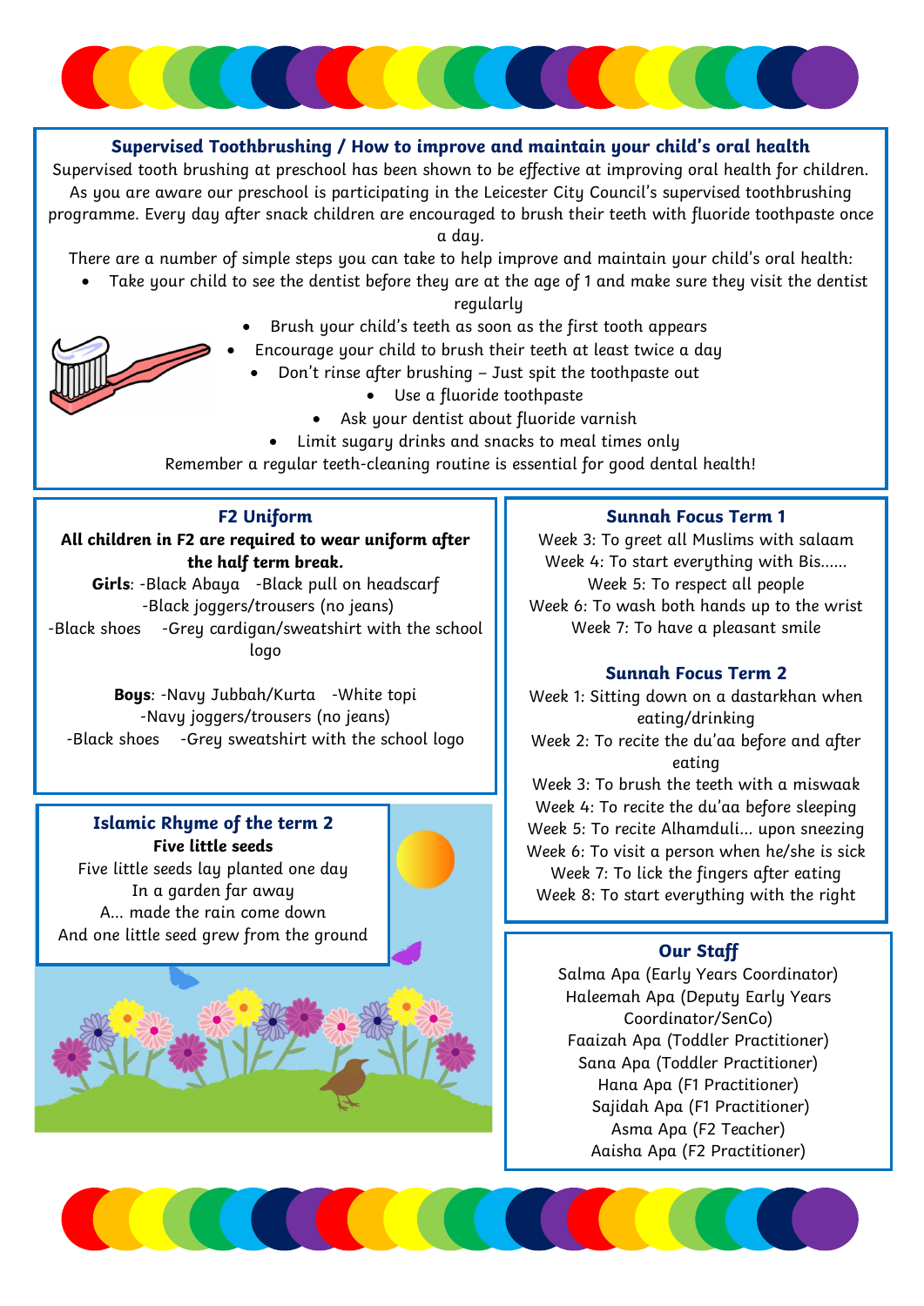## Supervised Toothbrushing / How to improve and maintain your child's oral health

Supervised tooth brushing at preschool has been shown to be effective at improving oral health for children. As you are aware our preschool is participating in the Leicester City Council's supervised toothbrushing programme. Every day after snack children are encouraged to brush their teeth with fluoride toothpaste once a day.

There are a number of simple steps you can take to help improve and maintain your child's oral health:

- Take your child to see the dentist before they are at the age of 1 and make sure they visit the dentist regularly
- Brush your child's teeth as soon as the first tooth appears
- Encourage your child to brush their teeth at least twice a day
- Don't rinse after brushing – Just spit the toothpaste out
- Use a fluoride toothpaste
- Ask your dentist about fluoride varnish
- Limit sugary drinks and snacks to meal times only

Remember a regular teeth-cleaning routine is essential for good dental health!

## F2 Uniform

**All children in F2 are required to wear uniform after the half term break.**

**Girls**: -Black Abaya -Black pull on headscarf -Black joggers/trousers (no jeans) -Black shoes -Grey cardigan/sweatshirt with the school logo

**Boys**: -Navy Jubbah/Kurta -White topi -Navy joggers/trousers (no jeans) -Black shoes -Grey sweatshirt with the school logo

## Islamic Rhyme of the term 2

**Five little seeds**

Five little seeds lay planted one day
In a garden far away
A... made the rain come down
And one little seed grew from the ground

## Sunnah Focus Term 1

Week 3: To greet all Muslims with salaam
Week 4: To start everything with Bis......
Week 5: To respect all people
Week 6: To wash both hands up to the wrist
Week 7: To have a pleasant smile

## Sunnah Focus Term 2

Week 1: Sitting down on a dastarkhan when eating/drinking
Week 2: To recite the du'aa before and after eating
Week 3: To brush the teeth with a miswaak
Week 4: To recite the du'aa before sleeping
Week 5: To recite Alhamduli... upon sneezing
Week 6: To visit a person when he/she is sick
Week 7: To lick the fingers after eating
Week 8: To start everything with the right

## Our Staff

Salma Apa (Early Years Coordinator)
Haleemah Apa (Deputy Early Years Coordinator/SenCo)
Faaizah Apa (Toddler Practitioner)
Sana Apa (Toddler Practitioner)
Hana Apa (F1 Practitioner)
Sajidah Apa (F1 Practitioner)
Asma Apa (F2 Teacher)
Aaisha Apa (F2 Practitioner)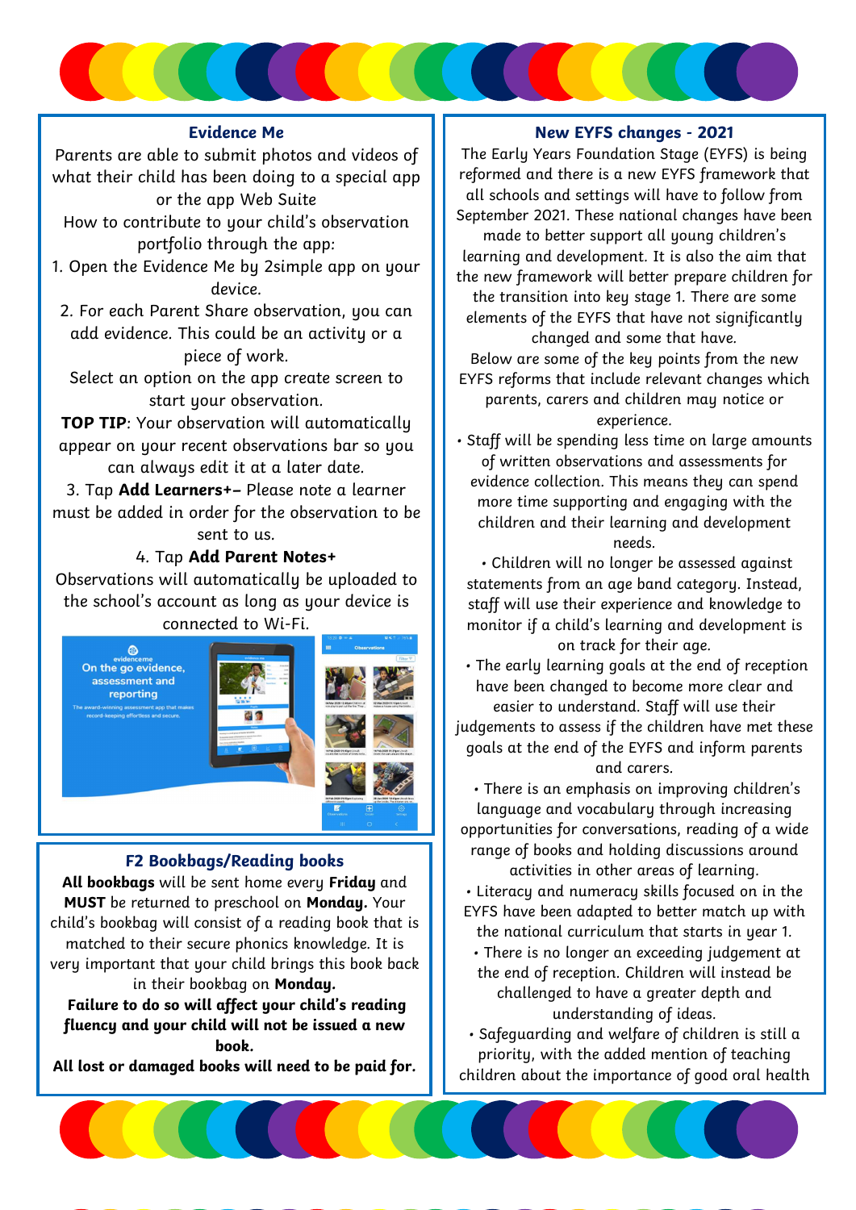## Evidence Me

Parents are able to submit photos and videos of what their child has been doing to a special app or the app Web Suite

How to contribute to your child's observation portfolio through the app:

1. Open the Evidence Me by 2simple app on your device.
2. For each Parent Share observation, you can add evidence. This could be an activity or a piece of work.

Select an option on the app create screen to start your observation.

**TOP TIP**: Your observation will automatically appear on your recent observations bar so you can always edit it at a later date.

3. Tap **Add Learners+–** Please note a learner must be added in order for the observation to be sent to us.
4. Tap **Add Parent Notes+**

Observations will automatically be uploaded to the school's account as long as your device is connected to Wi-Fi.

## F2 Bookbags/Reading books

**All bookbags** will be sent home every **Friday** and **MUST** be returned to preschool on **Monday.** Your child's bookbag will consist of a reading book that is matched to their secure phonics knowledge. It is very important that your child brings this book back in their bookbag on **Monday.**

**Failure to do so will affect your child's reading fluency and your child will not be issued a new book.**

**All lost or damaged books will need to be paid for.**

## New EYFS changes - 2021

The Early Years Foundation Stage (EYFS) is being reformed and there is a new EYFS framework that all schools and settings will have to follow from September 2021. These national changes have been made to better support all young children's learning and development. It is also the aim that the new framework will better prepare children for the transition into key stage 1. There are some elements of the EYFS that have not significantly changed and some that have.

Below are some of the key points from the new EYFS reforms that include relevant changes which parents, carers and children may notice or experience.

- Staff will be spending less time on large amounts of written observations and assessments for evidence collection. This means they can spend more time supporting and engaging with the children and their learning and development needs.
- Children will no longer be assessed against statements from an age band category. Instead, staff will use their experience and knowledge to monitor if a child's learning and development is on track for their age.
- The early learning goals at the end of reception have been changed to become more clear and easier to understand. Staff will use their judgements to assess if the children have met these goals at the end of the EYFS and inform parents and carers.
- There is an emphasis on improving children's language and vocabulary through increasing opportunities for conversations, reading of a wide range of books and holding discussions around activities in other areas of learning.
- Literacy and numeracy skills focused on in the EYFS have been adapted to better match up with the national curriculum that starts in year 1.
- There is no longer an exceeding judgement at the end of reception. Children will instead be challenged to have a greater depth and understanding of ideas.
- Safeguarding and welfare of children is still a priority, with the added mention of teaching children about the importance of good oral health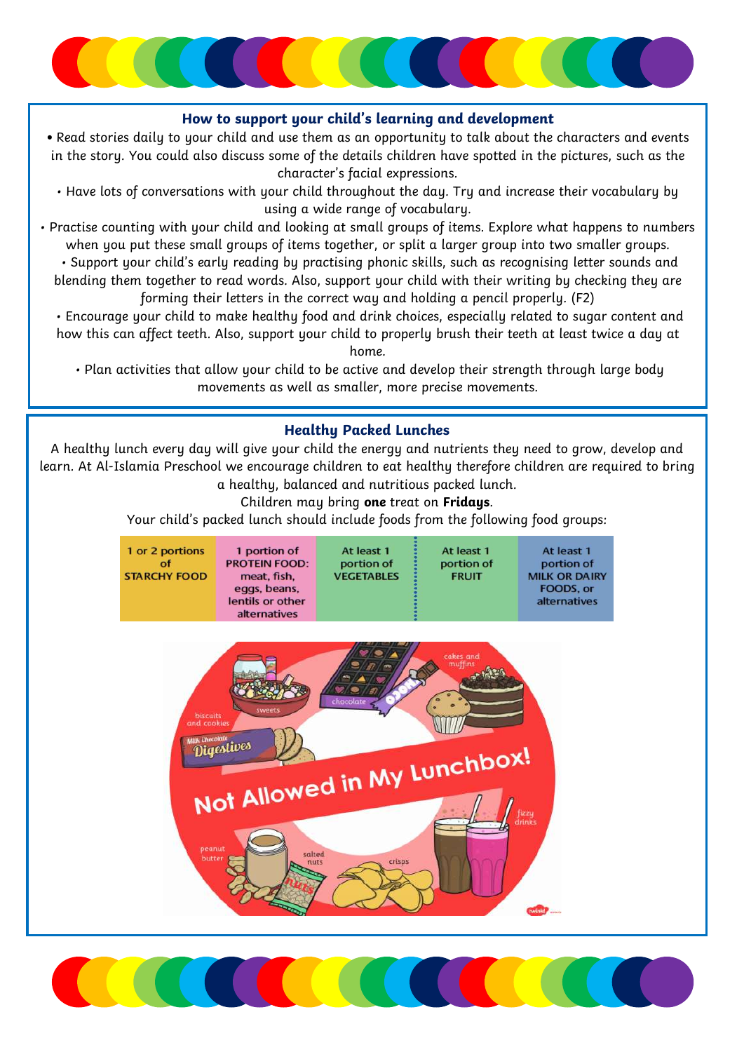## How to support your child's learning and development

- Read stories daily to your child and use them as an opportunity to talk about the characters and events in the story. You could also discuss some of the details children have spotted in the pictures, such as the character's facial expressions.
- Have lots of conversations with your child throughout the day. Try and increase their vocabulary by using a wide range of vocabulary.
- Practise counting with your child and looking at small groups of items. Explore what happens to numbers when you put these small groups of items together, or split a larger group into two smaller groups.
- Support your child's early reading by practising phonic skills, such as recognising letter sounds and blending them together to read words. Also, support your child with their writing by checking they are forming their letters in the correct way and holding a pencil properly. (F2)
- Encourage your child to make healthy food and drink choices, especially related to sugar content and how this can affect teeth. Also, support your child to properly brush their teeth at least twice a day at home.
- Plan activities that allow your child to be active and develop their strength through large body movements as well as smaller, more precise movements.

## Healthy Packed Lunches

A healthy lunch every day will give your child the energy and nutrients they need to grow, develop and learn. At Al-Islamia Preschool we encourage children to eat healthy therefore children are required to bring a healthy, balanced and nutritious packed lunch.

Children may bring **one** treat on **Fridays**.

Your child's packed lunch should include foods from the following food groups:

| 1 or 2 portions of STARCHY FOOD | 1 portion of PROTEIN FOOD: meat, fish, eggs, beans, lentils or other alternatives | At least 1 portion of VEGETABLES | At least 1 portion of FRUIT | At least 1 portion of MILK OR DAIRY FOODS, or alternatives |
|---|---|---|---|---|

Not Allowed in My Lunchbox!

sweets, chocolate, cakes and muffins, biscuits and cookies, fizzy drinks, peanut butter, salted nuts, crisps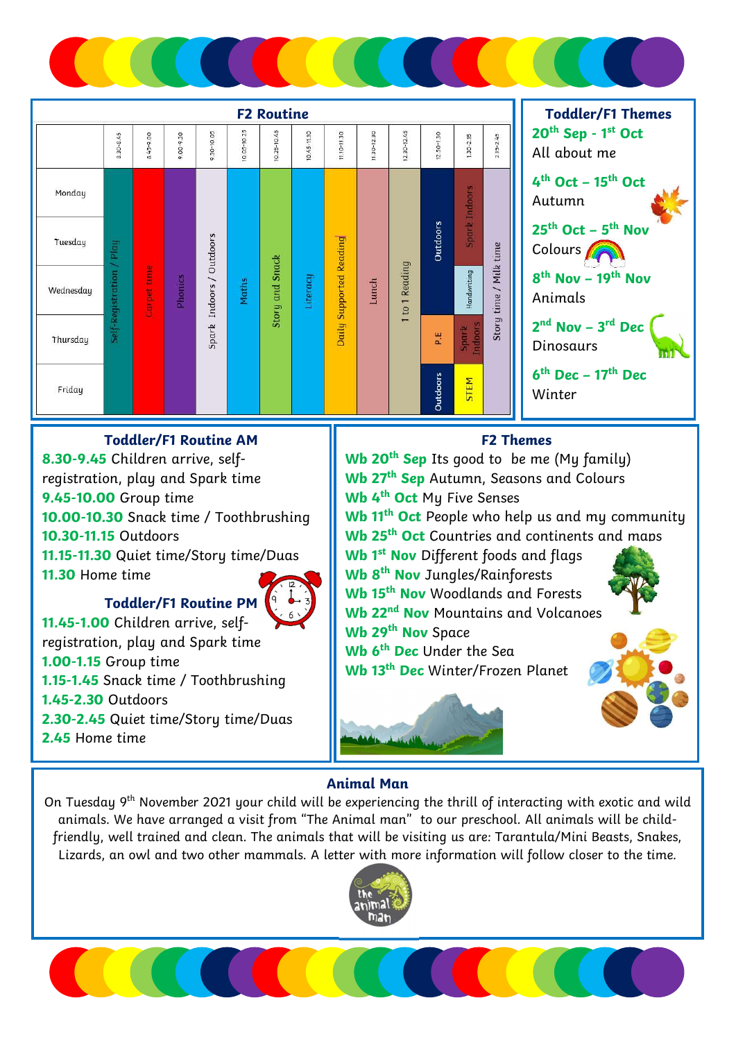## F2 Routine

| | 8.30-8.45 | 8.45-9.00 | 9.00-9.30 | 9.30-10.05 | 10.05-10.25 | 10.25-10.45 | 10.45-11.10 | 11.10-11.30 | 11.30-12.30 | 12.30-12.45 | 12.50-1.30 | 1.30-2.15 | 2.15-2.45 |
|---|---|---|---|---|---|---|---|---|---|---|---|---|---|
| Monday | Self-Registration / Play | Carpet time | Phonics | Spark Indoors / Outdoors | Maths | Story and Snack | Literacy | Daily Supported Reading | Lunch | 1 to 1 Reading | Outdoors | Spark Indoors | Story time / Milk time |
| Tuesday | Self-Registration / Play | Carpet time | Phonics | Spark Indoors / Outdoors | Maths | Story and Snack | Literacy | Daily Supported Reading | Lunch | 1 to 1 Reading | Outdoors | Spark Indoors | Story time / Milk time |
| Wednesday | Self-Registration / Play | Carpet time | Phonics | Spark Indoors / Outdoors | Maths | Story and Snack | Literacy | Daily Supported Reading | Lunch | 1 to 1 Reading | Outdoors | Handwriting | Story time / Milk time |
| Thursday | Self-Registration / Play | Carpet time | Phonics | Spark Indoors / Outdoors | Maths | Story and Snack | Literacy | Daily Supported Reading | Lunch | 1 to 1 Reading | P.E | Spark Indoors | Story time / Milk time |
| Friday | Self-Registration / Play | Carpet time | Phonics | Spark Indoors / Outdoors | Maths | Story and Snack | Literacy | Daily Supported Reading | Lunch | 1 to 1 Reading | Outdoors | STEM | Story time / Milk time |

## Toddler/F1 Themes

**20th Sep - 1st Oct**
All about me

**4th Oct – 15th Oct**
Autumn

**25th Oct – 5th Nov**
Colours

**8th Nov – 19th Nov**
Animals

**2nd Nov – 3rd Dec**
Dinosaurs

**6th Dec – 17th Dec**
Winter

## Toddler/F1 Routine AM

**8.30-9.45** Children arrive, self-registration, play and Spark time
**9.45-10.00** Group time
**10.00-10.30** Snack time / Toothbrushing
**10.30-11.15** Outdoors
**11.15-11.30** Quiet time/Story time/Duas
**11.30** Home time

## Toddler/F1 Routine PM

**11.45-1.00** Children arrive, self-registration, play and Spark time
**1.00-1.15** Group time
**1.15-1.45** Snack time / Toothbrushing
**1.45-2.30** Outdoors
**2.30-2.45** Quiet time/Story time/Duas
**2.45** Home time

## F2 Themes

**Wb 20th Sep** Its good to be me (My family)
**Wb 27th Sep** Autumn, Seasons and Colours
**Wb 4th Oct** My Five Senses
**Wb 11th Oct** People who help us and my community
**Wb 25th Oct** Countries and continents and maps
**Wb 1st Nov** Different foods and flags
**Wb 8th Nov** Jungles/Rainforests
**Wb 15th Nov** Woodlands and Forests
**Wb 22nd Nov** Mountains and Volcanoes
**Wb 29th Nov** Space
**Wb 6th Dec** Under the Sea
**Wb 13th Dec** Winter/Frozen Planet

## Animal Man

On Tuesday 9th November 2021 your child will be experiencing the thrill of interacting with exotic and wild animals. We have arranged a visit from "The Animal man" to our preschool. All animals will be child-friendly, well trained and clean. The animals that will be visiting us are: Tarantula/Mini Beasts, Snakes, Lizards, an owl and two other mammals. A letter with more information will follow closer to the time.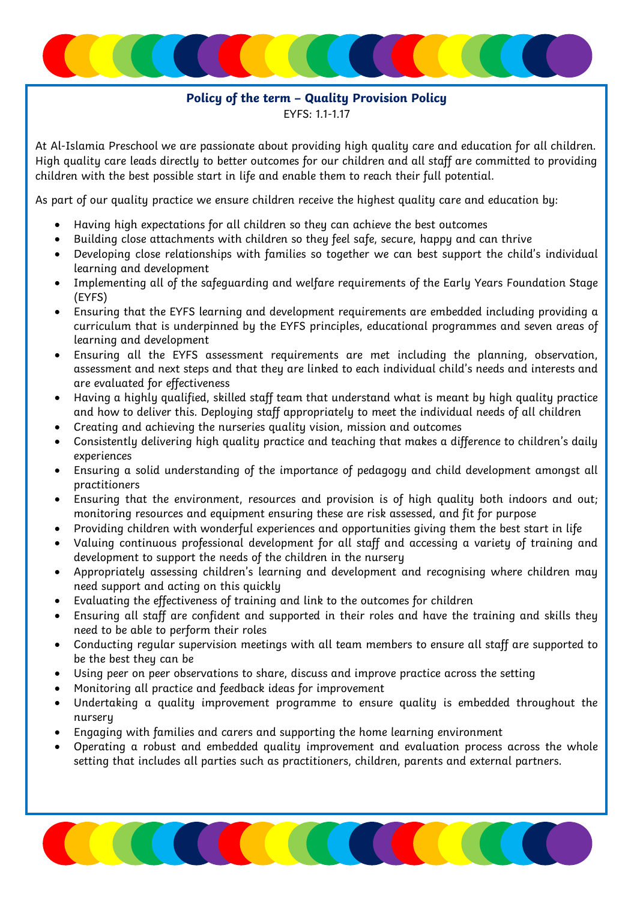## Policy of the term – Quality Provision Policy

EYFS: 1.1-1.17

At Al-Islamia Preschool we are passionate about providing high quality care and education for all children. High quality care leads directly to better outcomes for our children and all staff are committed to providing children with the best possible start in life and enable them to reach their full potential.

As part of our quality practice we ensure children receive the highest quality care and education by:

- Having high expectations for all children so they can achieve the best outcomes
- Building close attachments with children so they feel safe, secure, happy and can thrive
- Developing close relationships with families so together we can best support the child's individual learning and development
- Implementing all of the safeguarding and welfare requirements of the Early Years Foundation Stage (EYFS)
- Ensuring that the EYFS learning and development requirements are embedded including providing a curriculum that is underpinned by the EYFS principles, educational programmes and seven areas of learning and development
- Ensuring all the EYFS assessment requirements are met including the planning, observation, assessment and next steps and that they are linked to each individual child's needs and interests and are evaluated for effectiveness
- Having a highly qualified, skilled staff team that understand what is meant by high quality practice and how to deliver this. Deploying staff appropriately to meet the individual needs of all children
- Creating and achieving the nurseries quality vision, mission and outcomes
- Consistently delivering high quality practice and teaching that makes a difference to children's daily experiences
- Ensuring a solid understanding of the importance of pedagogy and child development amongst all practitioners
- Ensuring that the environment, resources and provision is of high quality both indoors and out; monitoring resources and equipment ensuring these are risk assessed, and fit for purpose
- Providing children with wonderful experiences and opportunities giving them the best start in life
- Valuing continuous professional development for all staff and accessing a variety of training and development to support the needs of the children in the nursery
- Appropriately assessing children's learning and development and recognising where children may need support and acting on this quickly
- Evaluating the effectiveness of training and link to the outcomes for children
- Ensuring all staff are confident and supported in their roles and have the training and skills they need to be able to perform their roles
- Conducting regular supervision meetings with all team members to ensure all staff are supported to be the best they can be
- Using peer on peer observations to share, discuss and improve practice across the setting
- Monitoring all practice and feedback ideas for improvement
- Undertaking a quality improvement programme to ensure quality is embedded throughout the nursery
- Engaging with families and carers and supporting the home learning environment
- Operating a robust and embedded quality improvement and evaluation process across the whole setting that includes all parties such as practitioners, children, parents and external partners.